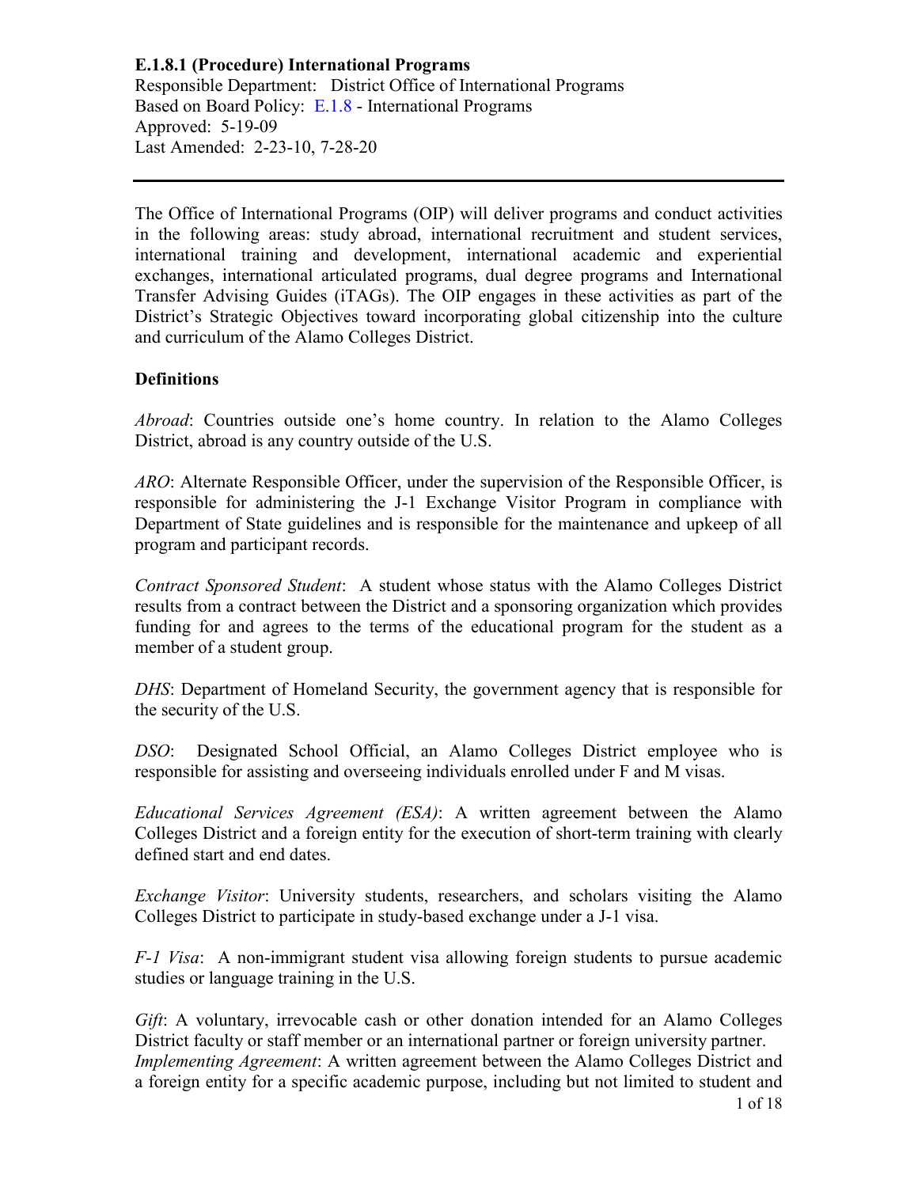**E.1.8.1 (Procedure) International Programs**

Responsible Department: District Office of International Programs
Based on Board Policy: E.1.8 - International Programs
Approved: 5-19-09
Last Amended: 2-23-10, 7-28-20

---

The Office of International Programs (OIP) will deliver programs and conduct activities in the following areas: study abroad, international recruitment and student services, international training and development, international academic and experiential exchanges, international articulated programs, dual degree programs and International Transfer Advising Guides (iTAGs). The OIP engages in these activities as part of the District's Strategic Objectives toward incorporating global citizenship into the culture and curriculum of the Alamo Colleges District.

**Definitions**

*Abroad*: Countries outside one's home country. In relation to the Alamo Colleges District, abroad is any country outside of the U.S.

*ARO*: Alternate Responsible Officer, under the supervision of the Responsible Officer, is responsible for administering the J-1 Exchange Visitor Program in compliance with Department of State guidelines and is responsible for the maintenance and upkeep of all program and participant records.

*Contract Sponsored Student*: A student whose status with the Alamo Colleges District results from a contract between the District and a sponsoring organization which provides funding for and agrees to the terms of the educational program for the student as a member of a student group.

*DHS*: Department of Homeland Security, the government agency that is responsible for the security of the U.S.

*DSO*: Designated School Official, an Alamo Colleges District employee who is responsible for assisting and overseeing individuals enrolled under F and M visas.

*Educational Services Agreement (ESA)*: A written agreement between the Alamo Colleges District and a foreign entity for the execution of short-term training with clearly defined start and end dates.

*Exchange Visitor*: University students, researchers, and scholars visiting the Alamo Colleges District to participate in study-based exchange under a J-1 visa.

*F-1 Visa*: A non-immigrant student visa allowing foreign students to pursue academic studies or language training in the U.S.

*Gift*: A voluntary, irrevocable cash or other donation intended for an Alamo Colleges District faculty or staff member or an international partner or foreign university partner.

*Implementing Agreement*: A written agreement between the Alamo Colleges District and a foreign entity for a specific academic purpose, including but not limited to student and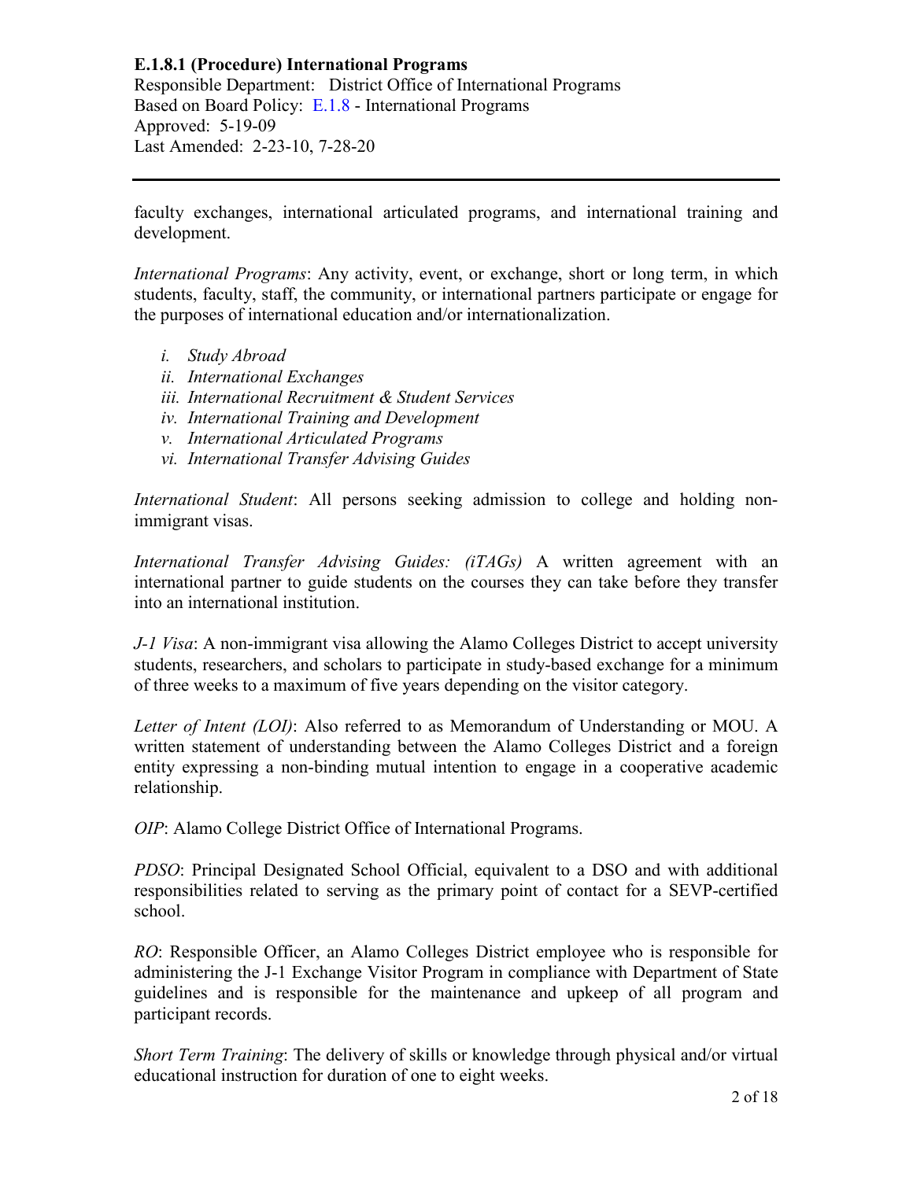faculty exchanges, international articulated programs, and international training and development.

*International Programs*: Any activity, event, or exchange, short or long term, in which students, faculty, staff, the community, or international partners participate or engage for the purposes of international education and/or internationalization.

i. *Study Abroad*
ii. *International Exchanges*
iii. *International Recruitment & Student Services*
iv. *International Training and Development*
v. *International Articulated Programs*
vi. *International Transfer Advising Guides*

*International Student*: All persons seeking admission to college and holding non-immigrant visas.

*International Transfer Advising Guides: (iTAGs)* A written agreement with an international partner to guide students on the courses they can take before they transfer into an international institution.

*J-1 Visa*: A non-immigrant visa allowing the Alamo Colleges District to accept university students, researchers, and scholars to participate in study-based exchange for a minimum of three weeks to a maximum of five years depending on the visitor category.

*Letter of Intent (LOI)*: Also referred to as Memorandum of Understanding or MOU. A written statement of understanding between the Alamo Colleges District and a foreign entity expressing a non-binding mutual intention to engage in a cooperative academic relationship.

*OIP*: Alamo College District Office of International Programs.

*PDSO*: Principal Designated School Official, equivalent to a DSO and with additional responsibilities related to serving as the primary point of contact for a SEVP-certified school.

*RO*: Responsible Officer, an Alamo Colleges District employee who is responsible for administering the J-1 Exchange Visitor Program in compliance with Department of State guidelines and is responsible for the maintenance and upkeep of all program and participant records.

*Short Term Training*: The delivery of skills or knowledge through physical and/or virtual educational instruction for duration of one to eight weeks.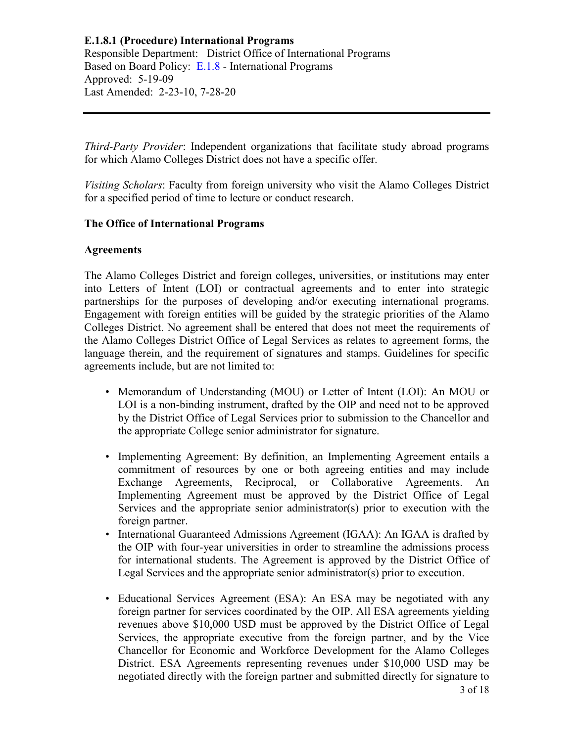*Third-Party Provider*: Independent organizations that facilitate study abroad programs for which Alamo Colleges District does not have a specific offer.

*Visiting Scholars*: Faculty from foreign university who visit the Alamo Colleges District for a specified period of time to lecture or conduct research.

**The Office of International Programs**

**Agreements**

The Alamo Colleges District and foreign colleges, universities, or institutions may enter into Letters of Intent (LOI) or contractual agreements and to enter into strategic partnerships for the purposes of developing and/or executing international programs. Engagement with foreign entities will be guided by the strategic priorities of the Alamo Colleges District. No agreement shall be entered that does not meet the requirements of the Alamo Colleges District Office of Legal Services as relates to agreement forms, the language therein, and the requirement of signatures and stamps. Guidelines for specific agreements include, but are not limited to:

- Memorandum of Understanding (MOU) or Letter of Intent (LOI): An MOU or LOI is a non-binding instrument, drafted by the OIP and need not to be approved by the District Office of Legal Services prior to submission to the Chancellor and the appropriate College senior administrator for signature.
- Implementing Agreement: By definition, an Implementing Agreement entails a commitment of resources by one or both agreeing entities and may include Exchange Agreements, Reciprocal, or Collaborative Agreements. An Implementing Agreement must be approved by the District Office of Legal Services and the appropriate senior administrator(s) prior to execution with the foreign partner.
- International Guaranteed Admissions Agreement (IGAA): An IGAA is drafted by the OIP with four-year universities in order to streamline the admissions process for international students. The Agreement is approved by the District Office of Legal Services and the appropriate senior administrator(s) prior to execution.
- Educational Services Agreement (ESA): An ESA may be negotiated with any foreign partner for services coordinated by the OIP. All ESA agreements yielding revenues above $10,000 USD must be approved by the District Office of Legal Services, the appropriate executive from the foreign partner, and by the Vice Chancellor for Economic and Workforce Development for the Alamo Colleges District. ESA Agreements representing revenues under $10,000 USD may be negotiated directly with the foreign partner and submitted directly for signature to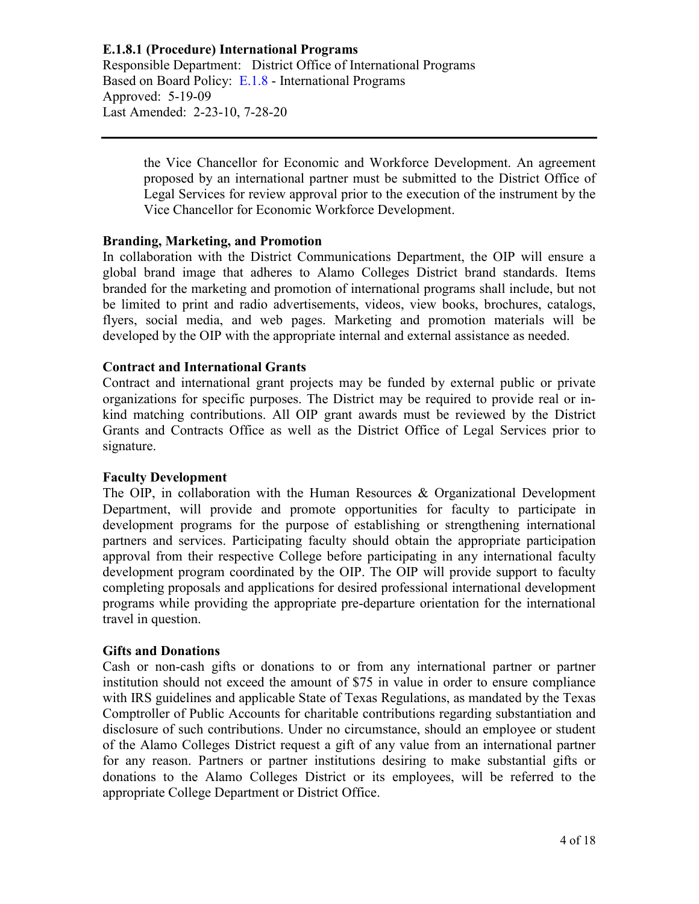the Vice Chancellor for Economic and Workforce Development. An agreement proposed by an international partner must be submitted to the District Office of Legal Services for review approval prior to the execution of the instrument by the Vice Chancellor for Economic Workforce Development.

**Branding, Marketing, and Promotion**

In collaboration with the District Communications Department, the OIP will ensure a global brand image that adheres to Alamo Colleges District brand standards. Items branded for the marketing and promotion of international programs shall include, but not be limited to print and radio advertisements, videos, view books, brochures, catalogs, flyers, social media, and web pages. Marketing and promotion materials will be developed by the OIP with the appropriate internal and external assistance as needed.

**Contract and International Grants**

Contract and international grant projects may be funded by external public or private organizations for specific purposes. The District may be required to provide real or in-kind matching contributions. All OIP grant awards must be reviewed by the District Grants and Contracts Office as well as the District Office of Legal Services prior to signature.

**Faculty Development**

The OIP, in collaboration with the Human Resources & Organizational Development Department, will provide and promote opportunities for faculty to participate in development programs for the purpose of establishing or strengthening international partners and services. Participating faculty should obtain the appropriate participation approval from their respective College before participating in any international faculty development program coordinated by the OIP. The OIP will provide support to faculty completing proposals and applications for desired professional international development programs while providing the appropriate pre-departure orientation for the international travel in question.

**Gifts and Donations**

Cash or non-cash gifts or donations to or from any international partner or partner institution should not exceed the amount of $75 in value in order to ensure compliance with IRS guidelines and applicable State of Texas Regulations, as mandated by the Texas Comptroller of Public Accounts for charitable contributions regarding substantiation and disclosure of such contributions. Under no circumstance, should an employee or student of the Alamo Colleges District request a gift of any value from an international partner for any reason. Partners or partner institutions desiring to make substantial gifts or donations to the Alamo Colleges District or its employees, will be referred to the appropriate College Department or District Office.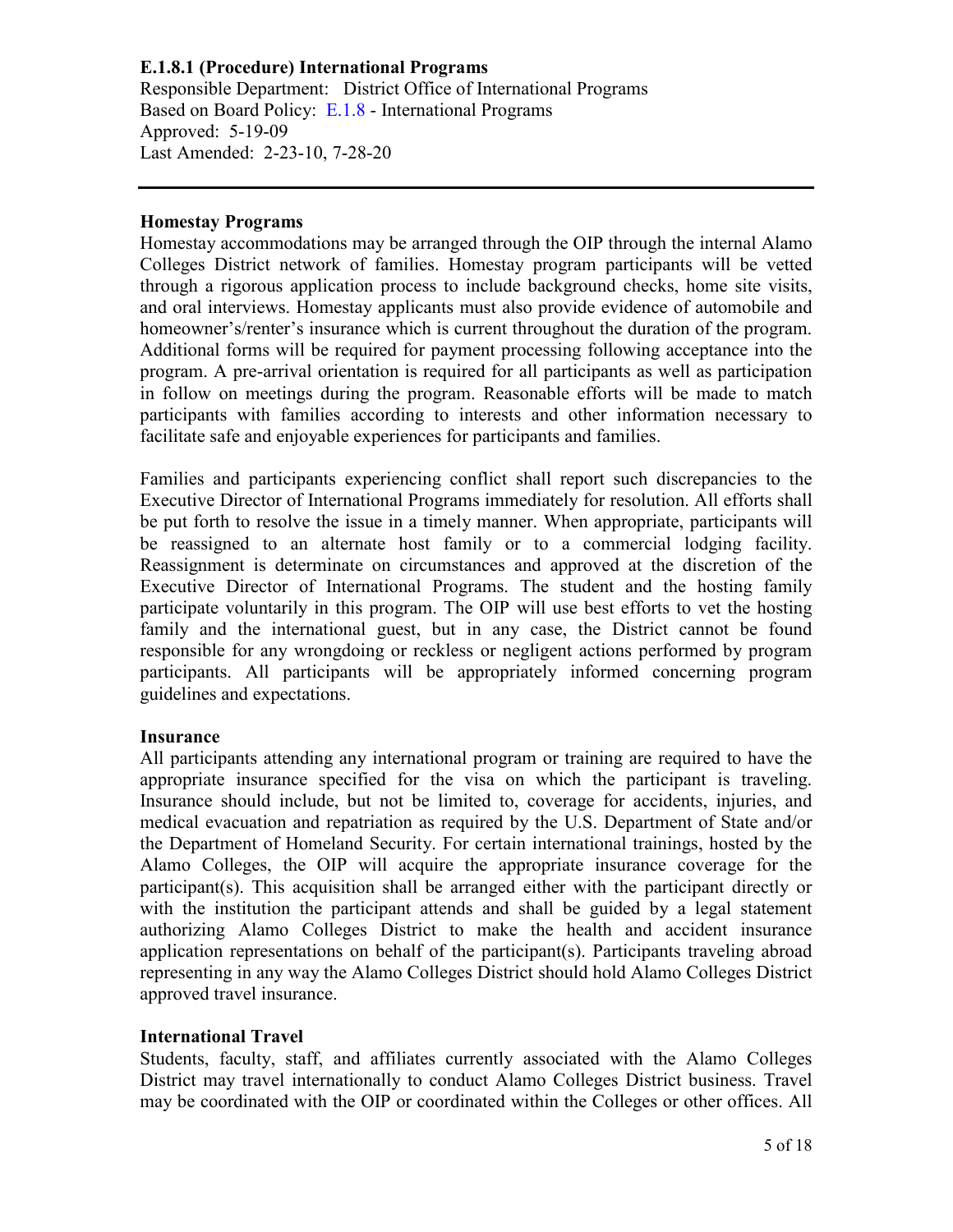**E.1.8.1 (Procedure) International Programs**
Responsible Department: District Office of International Programs
Based on Board Policy: E.1.8 - International Programs
Approved: 5-19-09
Last Amended: 2-23-10, 7-28-20

---

### Homestay Programs

Homestay accommodations may be arranged through the OIP through the internal Alamo Colleges District network of families. Homestay program participants will be vetted through a rigorous application process to include background checks, home site visits, and oral interviews. Homestay applicants must also provide evidence of automobile and homeowner's/renter's insurance which is current throughout the duration of the program. Additional forms will be required for payment processing following acceptance into the program. A pre-arrival orientation is required for all participants as well as participation in follow on meetings during the program. Reasonable efforts will be made to match participants with families according to interests and other information necessary to facilitate safe and enjoyable experiences for participants and families.

Families and participants experiencing conflict shall report such discrepancies to the Executive Director of International Programs immediately for resolution. All efforts shall be put forth to resolve the issue in a timely manner. When appropriate, participants will be reassigned to an alternate host family or to a commercial lodging facility. Reassignment is determinate on circumstances and approved at the discretion of the Executive Director of International Programs. The student and the hosting family participate voluntarily in this program. The OIP will use best efforts to vet the hosting family and the international guest, but in any case, the District cannot be found responsible for any wrongdoing or reckless or negligent actions performed by program participants. All participants will be appropriately informed concerning program guidelines and expectations.

### Insurance

All participants attending any international program or training are required to have the appropriate insurance specified for the visa on which the participant is traveling. Insurance should include, but not be limited to, coverage for accidents, injuries, and medical evacuation and repatriation as required by the U.S. Department of State and/or the Department of Homeland Security. For certain international trainings, hosted by the Alamo Colleges, the OIP will acquire the appropriate insurance coverage for the participant(s). This acquisition shall be arranged either with the participant directly or with the institution the participant attends and shall be guided by a legal statement authorizing Alamo Colleges District to make the health and accident insurance application representations on behalf of the participant(s). Participants traveling abroad representing in any way the Alamo Colleges District should hold Alamo Colleges District approved travel insurance.

### International Travel

Students, faculty, staff, and affiliates currently associated with the Alamo Colleges District may travel internationally to conduct Alamo Colleges District business. Travel may be coordinated with the OIP or coordinated within the Colleges or other offices. All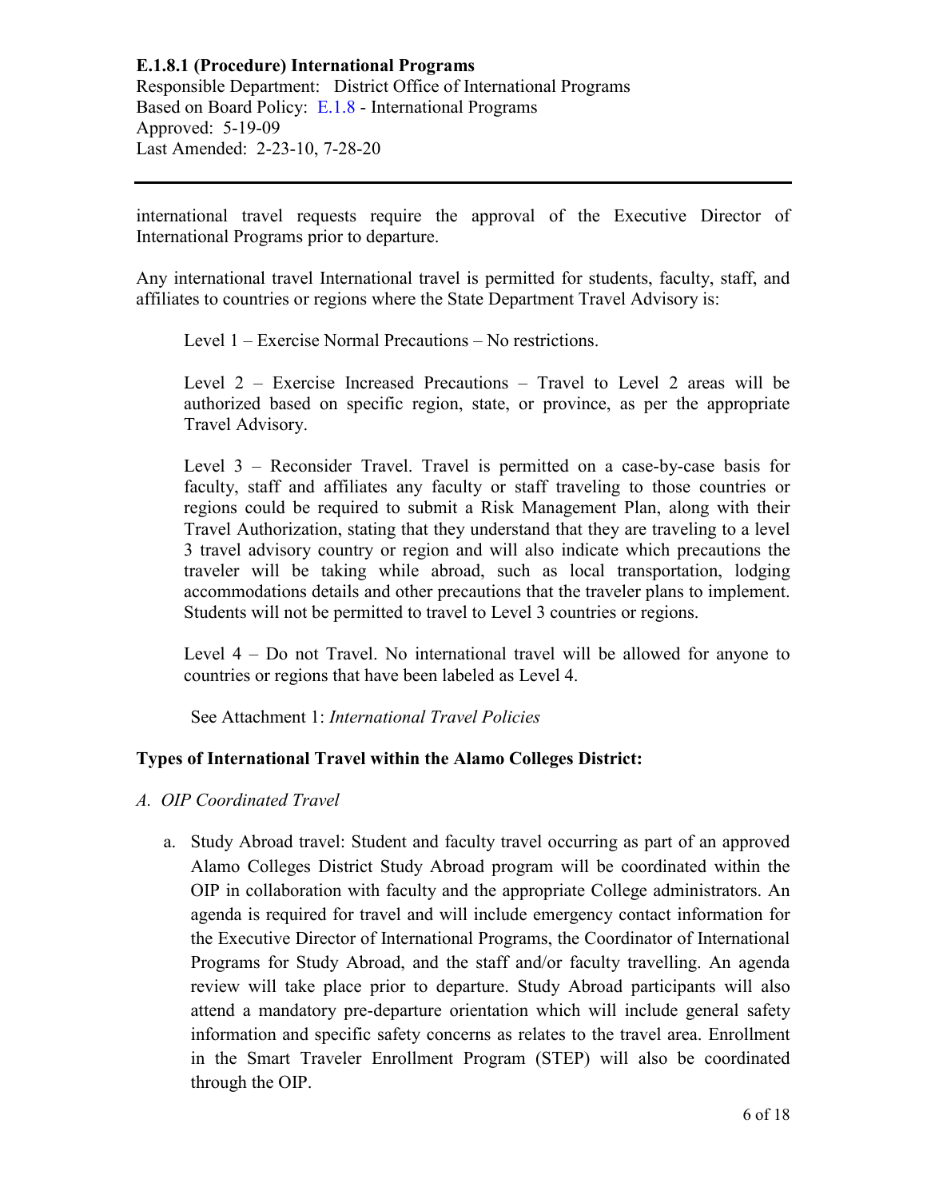international travel requests require the approval of the Executive Director of International Programs prior to departure.

Any international travel International travel is permitted for students, faculty, staff, and affiliates to countries or regions where the State Department Travel Advisory is:

Level 1 – Exercise Normal Precautions – No restrictions.

Level 2 – Exercise Increased Precautions – Travel to Level 2 areas will be authorized based on specific region, state, or province, as per the appropriate Travel Advisory.

Level 3 – Reconsider Travel. Travel is permitted on a case-by-case basis for faculty, staff and affiliates any faculty or staff traveling to those countries or regions could be required to submit a Risk Management Plan, along with their Travel Authorization, stating that they understand that they are traveling to a level 3 travel advisory country or region and will also indicate which precautions the traveler will be taking while abroad, such as local transportation, lodging accommodations details and other precautions that the traveler plans to implement. Students will not be permitted to travel to Level 3 countries or regions.

Level 4 – Do not Travel. No international travel will be allowed for anyone to countries or regions that have been labeled as Level 4.

See Attachment 1: *International Travel Policies*

**Types of International Travel within the Alamo Colleges District:**

*A. OIP Coordinated Travel*

a. Study Abroad travel: Student and faculty travel occurring as part of an approved Alamo Colleges District Study Abroad program will be coordinated within the OIP in collaboration with faculty and the appropriate College administrators. An agenda is required for travel and will include emergency contact information for the Executive Director of International Programs, the Coordinator of International Programs for Study Abroad, and the staff and/or faculty travelling. An agenda review will take place prior to departure. Study Abroad participants will also attend a mandatory pre-departure orientation which will include general safety information and specific safety concerns as relates to the travel area. Enrollment in the Smart Traveler Enrollment Program (STEP) will also be coordinated through the OIP.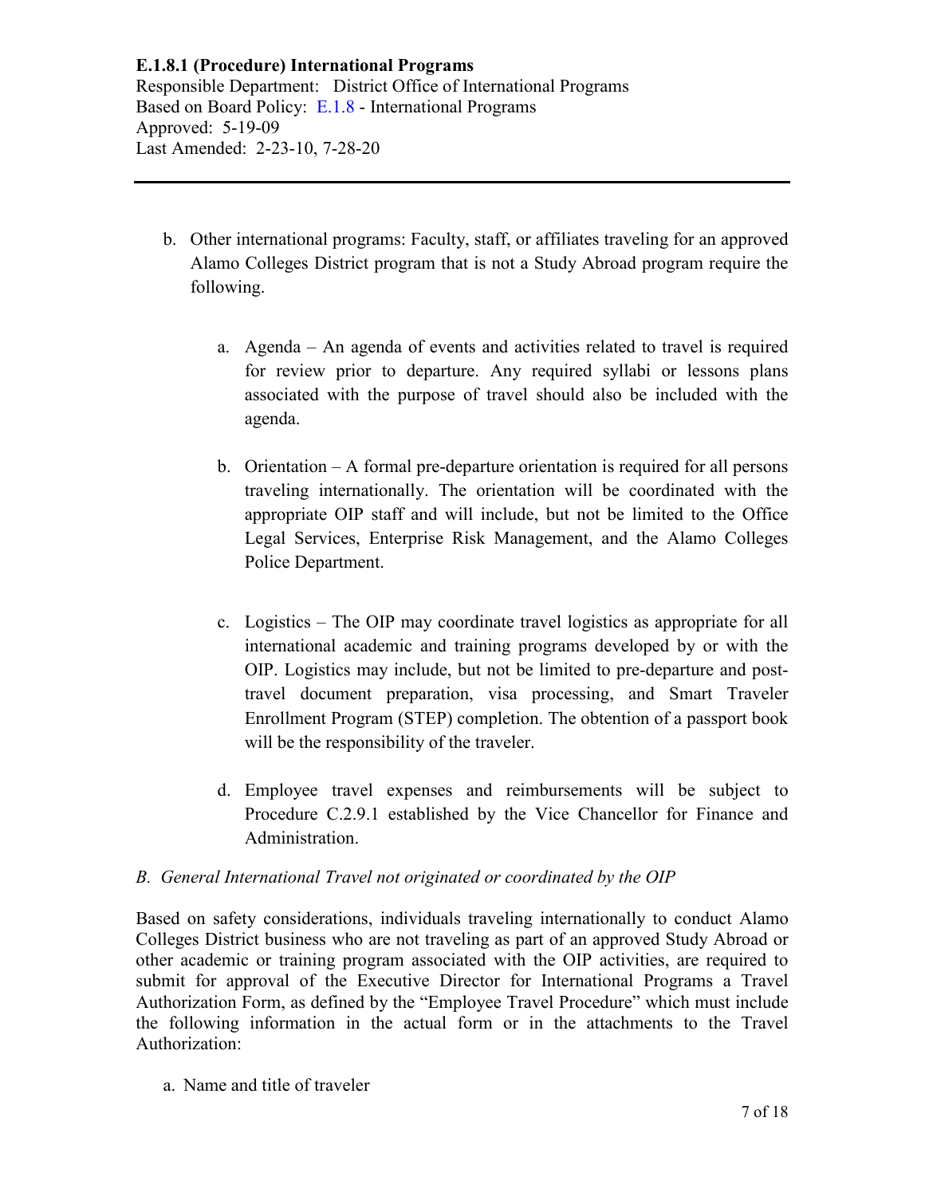b. Other international programs: Faculty, staff, or affiliates traveling for an approved Alamo Colleges District program that is not a Study Abroad program require the following.

   a. Agenda – An agenda of events and activities related to travel is required for review prior to departure. Any required syllabi or lessons plans associated with the purpose of travel should also be included with the agenda.

   b. Orientation – A formal pre-departure orientation is required for all persons traveling internationally. The orientation will be coordinated with the appropriate OIP staff and will include, but not be limited to the Office Legal Services, Enterprise Risk Management, and the Alamo Colleges Police Department.

   c. Logistics – The OIP may coordinate travel logistics as appropriate for all international academic and training programs developed by or with the OIP. Logistics may include, but not be limited to pre-departure and post-travel document preparation, visa processing, and Smart Traveler Enrollment Program (STEP) completion. The obtention of a passport book will be the responsibility of the traveler.

   d. Employee travel expenses and reimbursements will be subject to Procedure C.2.9.1 established by the Vice Chancellor for Finance and Administration.

*B. General International Travel not originated or coordinated by the OIP*

Based on safety considerations, individuals traveling internationally to conduct Alamo Colleges District business who are not traveling as part of an approved Study Abroad or other academic or training program associated with the OIP activities, are required to submit for approval of the Executive Director for International Programs a Travel Authorization Form, as defined by the "Employee Travel Procedure" which must include the following information in the actual form or in the attachments to the Travel Authorization:

a. Name and title of traveler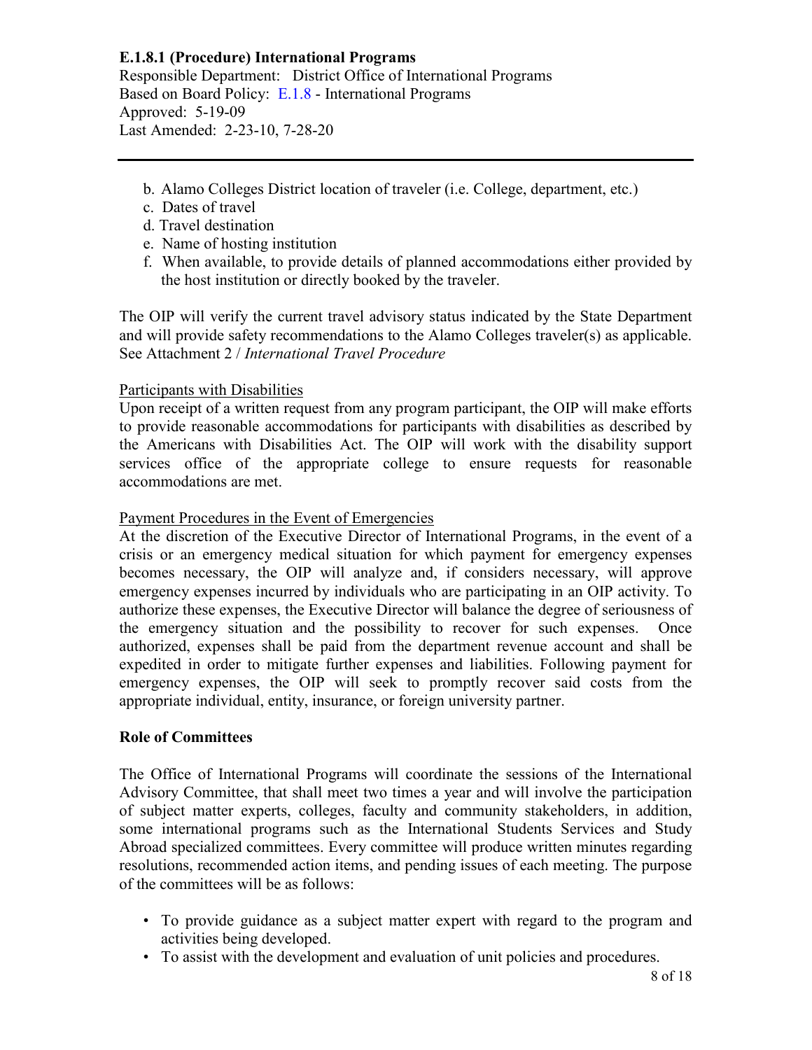b. Alamo Colleges District location of traveler (i.e. College, department, etc.)
c. Dates of travel
d. Travel destination
e. Name of hosting institution
f. When available, to provide details of planned accommodations either provided by the host institution or directly booked by the traveler.

The OIP will verify the current travel advisory status indicated by the State Department and will provide safety recommendations to the Alamo Colleges traveler(s) as applicable. See Attachment 2 / *International Travel Procedure*

Participants with Disabilities

Upon receipt of a written request from any program participant, the OIP will make efforts to provide reasonable accommodations for participants with disabilities as described by the Americans with Disabilities Act. The OIP will work with the disability support services office of the appropriate college to ensure requests for reasonable accommodations are met.

Payment Procedures in the Event of Emergencies

At the discretion of the Executive Director of International Programs, in the event of a crisis or an emergency medical situation for which payment for emergency expenses becomes necessary, the OIP will analyze and, if considers necessary, will approve emergency expenses incurred by individuals who are participating in an OIP activity. To authorize these expenses, the Executive Director will balance the degree of seriousness of the emergency situation and the possibility to recover for such expenses. Once authorized, expenses shall be paid from the department revenue account and shall be expedited in order to mitigate further expenses and liabilities. Following payment for emergency expenses, the OIP will seek to promptly recover said costs from the appropriate individual, entity, insurance, or foreign university partner.

**Role of Committees**

The Office of International Programs will coordinate the sessions of the International Advisory Committee, that shall meet two times a year and will involve the participation of subject matter experts, colleges, faculty and community stakeholders, in addition, some international programs such as the International Students Services and Study Abroad specialized committees. Every committee will produce written minutes regarding resolutions, recommended action items, and pending issues of each meeting. The purpose of the committees will be as follows:

- To provide guidance as a subject matter expert with regard to the program and activities being developed.
- To assist with the development and evaluation of unit policies and procedures.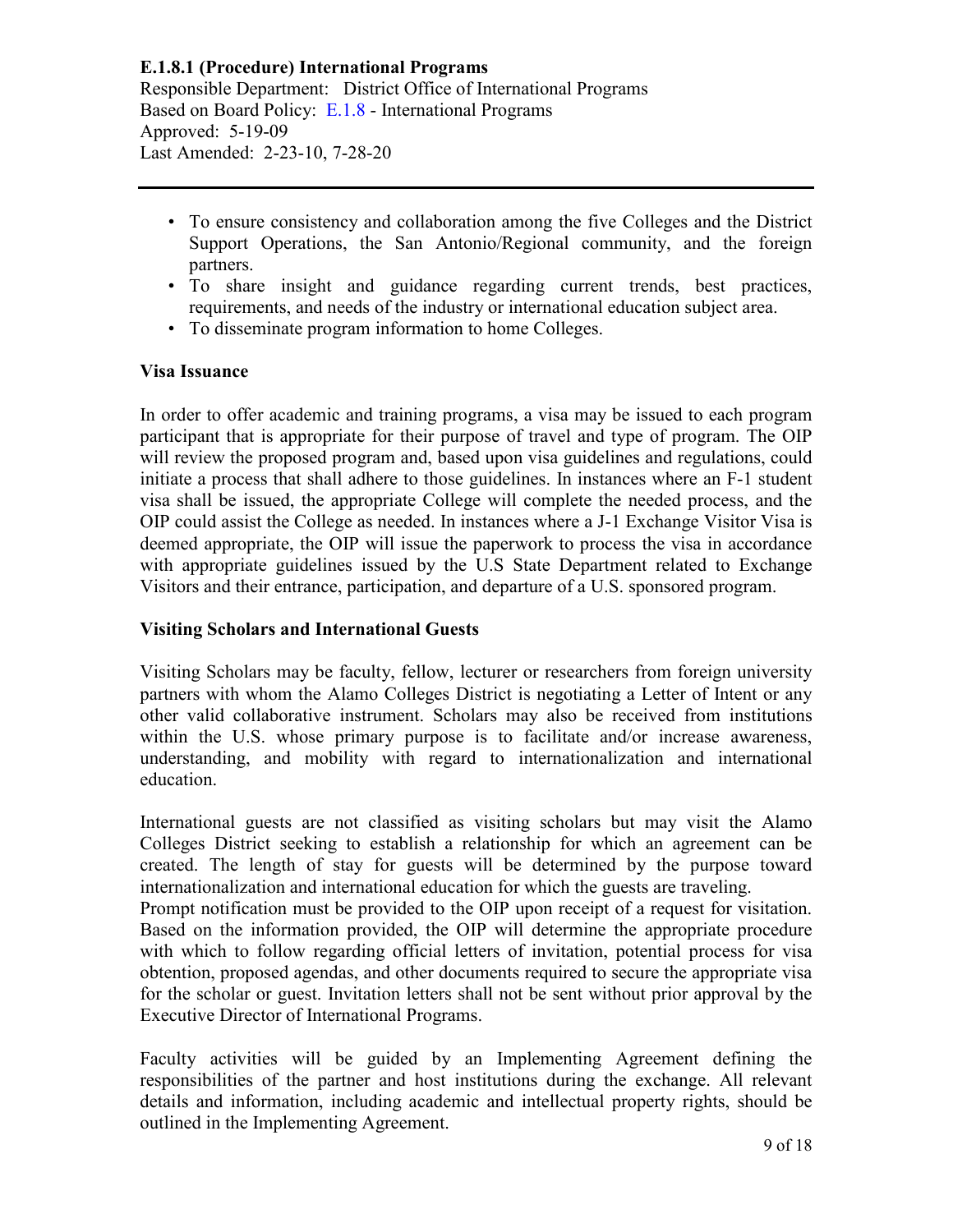**E.1.8.1 (Procedure) International Programs**
Responsible Department: District Office of International Programs
Based on Board Policy: E.1.8 - International Programs
Approved: 5-19-09
Last Amended: 2-23-10, 7-28-20

---

- To ensure consistency and collaboration among the five Colleges and the District Support Operations, the San Antonio/Regional community, and the foreign partners.
- To share insight and guidance regarding current trends, best practices, requirements, and needs of the industry or international education subject area.
- To disseminate program information to home Colleges.

**Visa Issuance**

In order to offer academic and training programs, a visa may be issued to each program participant that is appropriate for their purpose of travel and type of program. The OIP will review the proposed program and, based upon visa guidelines and regulations, could initiate a process that shall adhere to those guidelines. In instances where an F-1 student visa shall be issued, the appropriate College will complete the needed process, and the OIP could assist the College as needed. In instances where a J-1 Exchange Visitor Visa is deemed appropriate, the OIP will issue the paperwork to process the visa in accordance with appropriate guidelines issued by the U.S State Department related to Exchange Visitors and their entrance, participation, and departure of a U.S. sponsored program.

**Visiting Scholars and International Guests**

Visiting Scholars may be faculty, fellow, lecturer or researchers from foreign university partners with whom the Alamo Colleges District is negotiating a Letter of Intent or any other valid collaborative instrument. Scholars may also be received from institutions within the U.S. whose primary purpose is to facilitate and/or increase awareness, understanding, and mobility with regard to internationalization and international education.

International guests are not classified as visiting scholars but may visit the Alamo Colleges District seeking to establish a relationship for which an agreement can be created. The length of stay for guests will be determined by the purpose toward internationalization and international education for which the guests are traveling.
Prompt notification must be provided to the OIP upon receipt of a request for visitation. Based on the information provided, the OIP will determine the appropriate procedure with which to follow regarding official letters of invitation, potential process for visa obtention, proposed agendas, and other documents required to secure the appropriate visa for the scholar or guest. Invitation letters shall not be sent without prior approval by the Executive Director of International Programs.

Faculty activities will be guided by an Implementing Agreement defining the responsibilities of the partner and host institutions during the exchange. All relevant details and information, including academic and intellectual property rights, should be outlined in the Implementing Agreement.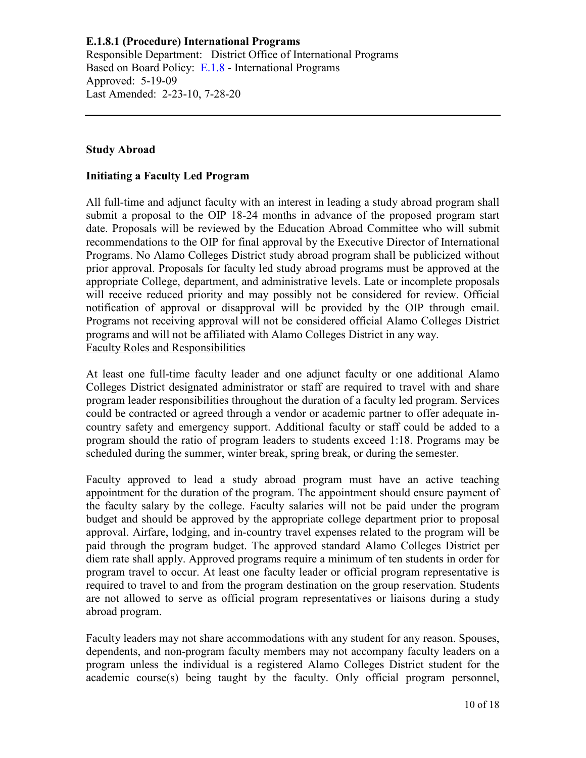**E.1.8.1 (Procedure) International Programs**
Responsible Department: District Office of International Programs
Based on Board Policy: E.1.8 - International Programs
Approved: 5-19-09
Last Amended: 2-23-10, 7-28-20

---

**Study Abroad**

**Initiating a Faculty Led Program**

All full-time and adjunct faculty with an interest in leading a study abroad program shall submit a proposal to the OIP 18-24 months in advance of the proposed program start date. Proposals will be reviewed by the Education Abroad Committee who will submit recommendations to the OIP for final approval by the Executive Director of International Programs. No Alamo Colleges District study abroad program shall be publicized without prior approval. Proposals for faculty led study abroad programs must be approved at the appropriate College, department, and administrative levels. Late or incomplete proposals will receive reduced priority and may possibly not be considered for review. Official notification of approval or disapproval will be provided by the OIP through email. Programs not receiving approval will not be considered official Alamo Colleges District programs and will not be affiliated with Alamo Colleges District in any way.

Faculty Roles and Responsibilities

At least one full-time faculty leader and one adjunct faculty or one additional Alamo Colleges District designated administrator or staff are required to travel with and share program leader responsibilities throughout the duration of a faculty led program. Services could be contracted or agreed through a vendor or academic partner to offer adequate in-country safety and emergency support. Additional faculty or staff could be added to a program should the ratio of program leaders to students exceed 1:18. Programs may be scheduled during the summer, winter break, spring break, or during the semester.

Faculty approved to lead a study abroad program must have an active teaching appointment for the duration of the program. The appointment should ensure payment of the faculty salary by the college. Faculty salaries will not be paid under the program budget and should be approved by the appropriate college department prior to proposal approval. Airfare, lodging, and in-country travel expenses related to the program will be paid through the program budget. The approved standard Alamo Colleges District per diem rate shall apply. Approved programs require a minimum of ten students in order for program travel to occur. At least one faculty leader or official program representative is required to travel to and from the program destination on the group reservation. Students are not allowed to serve as official program representatives or liaisons during a study abroad program.

Faculty leaders may not share accommodations with any student for any reason. Spouses, dependents, and non-program faculty members may not accompany faculty leaders on a program unless the individual is a registered Alamo Colleges District student for the academic course(s) being taught by the faculty. Only official program personnel,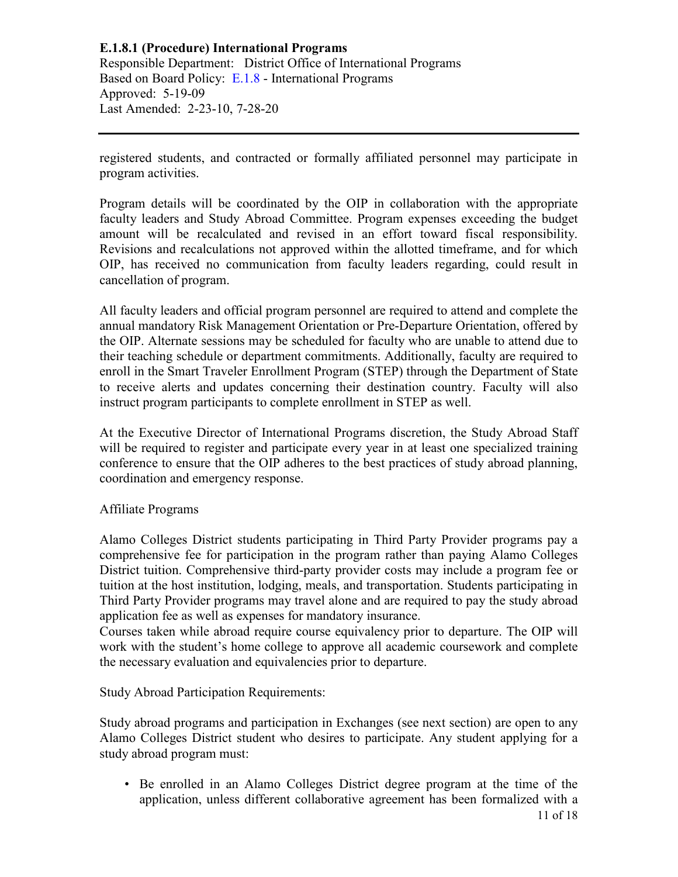registered students, and contracted or formally affiliated personnel may participate in program activities.

Program details will be coordinated by the OIP in collaboration with the appropriate faculty leaders and Study Abroad Committee. Program expenses exceeding the budget amount will be recalculated and revised in an effort toward fiscal responsibility. Revisions and recalculations not approved within the allotted timeframe, and for which OIP, has received no communication from faculty leaders regarding, could result in cancellation of program.

All faculty leaders and official program personnel are required to attend and complete the annual mandatory Risk Management Orientation or Pre-Departure Orientation, offered by the OIP. Alternate sessions may be scheduled for faculty who are unable to attend due to their teaching schedule or department commitments. Additionally, faculty are required to enroll in the Smart Traveler Enrollment Program (STEP) through the Department of State to receive alerts and updates concerning their destination country. Faculty will also instruct program participants to complete enrollment in STEP as well.

At the Executive Director of International Programs discretion, the Study Abroad Staff will be required to register and participate every year in at least one specialized training conference to ensure that the OIP adheres to the best practices of study abroad planning, coordination and emergency response.

Affiliate Programs

Alamo Colleges District students participating in Third Party Provider programs pay a comprehensive fee for participation in the program rather than paying Alamo Colleges District tuition. Comprehensive third-party provider costs may include a program fee or tuition at the host institution, lodging, meals, and transportation. Students participating in Third Party Provider programs may travel alone and are required to pay the study abroad application fee as well as expenses for mandatory insurance.
Courses taken while abroad require course equivalency prior to departure. The OIP will work with the student's home college to approve all academic coursework and complete the necessary evaluation and equivalencies prior to departure.

Study Abroad Participation Requirements:

Study abroad programs and participation in Exchanges (see next section) are open to any Alamo Colleges District student who desires to participate. Any student applying for a study abroad program must:

- Be enrolled in an Alamo Colleges District degree program at the time of the application, unless different collaborative agreement has been formalized with a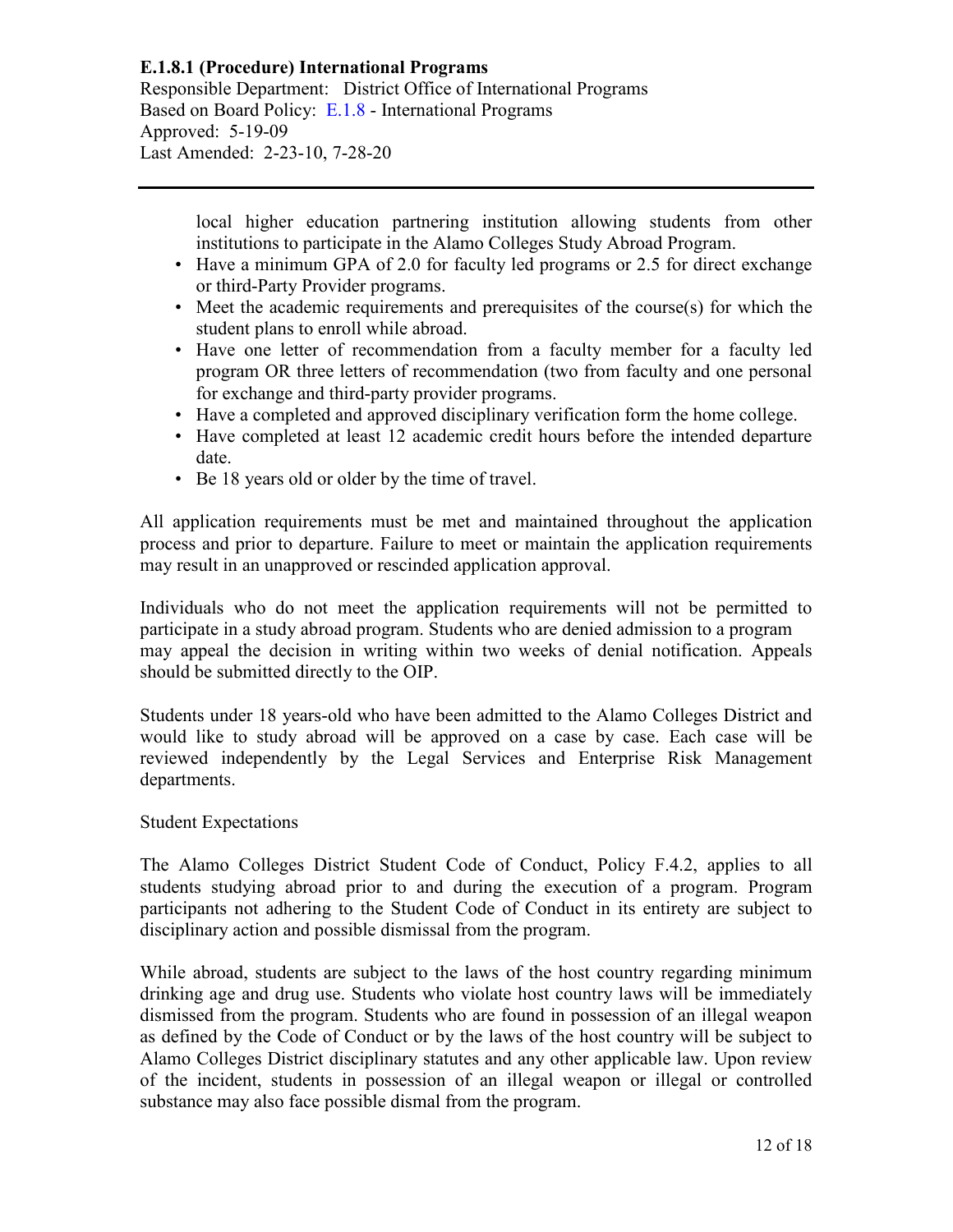local higher education partnering institution allowing students from other institutions to participate in the Alamo Colleges Study Abroad Program.

- Have a minimum GPA of 2.0 for faculty led programs or 2.5 for direct exchange or third-Party Provider programs.
- Meet the academic requirements and prerequisites of the course(s) for which the student plans to enroll while abroad.
- Have one letter of recommendation from a faculty member for a faculty led program OR three letters of recommendation (two from faculty and one personal for exchange and third-party provider programs.
- Have a completed and approved disciplinary verification form the home college.
- Have completed at least 12 academic credit hours before the intended departure date.
- Be 18 years old or older by the time of travel.

All application requirements must be met and maintained throughout the application process and prior to departure. Failure to meet or maintain the application requirements may result in an unapproved or rescinded application approval.

Individuals who do not meet the application requirements will not be permitted to participate in a study abroad program. Students who are denied admission to a program may appeal the decision in writing within two weeks of denial notification. Appeals should be submitted directly to the OIP.

Students under 18 years-old who have been admitted to the Alamo Colleges District and would like to study abroad will be approved on a case by case. Each case will be reviewed independently by the Legal Services and Enterprise Risk Management departments.

Student Expectations

The Alamo Colleges District Student Code of Conduct, Policy F.4.2, applies to all students studying abroad prior to and during the execution of a program. Program participants not adhering to the Student Code of Conduct in its entirety are subject to disciplinary action and possible dismissal from the program.

While abroad, students are subject to the laws of the host country regarding minimum drinking age and drug use. Students who violate host country laws will be immediately dismissed from the program. Students who are found in possession of an illegal weapon as defined by the Code of Conduct or by the laws of the host country will be subject to Alamo Colleges District disciplinary statutes and any other applicable law. Upon review of the incident, students in possession of an illegal weapon or illegal or controlled substance may also face possible dismal from the program.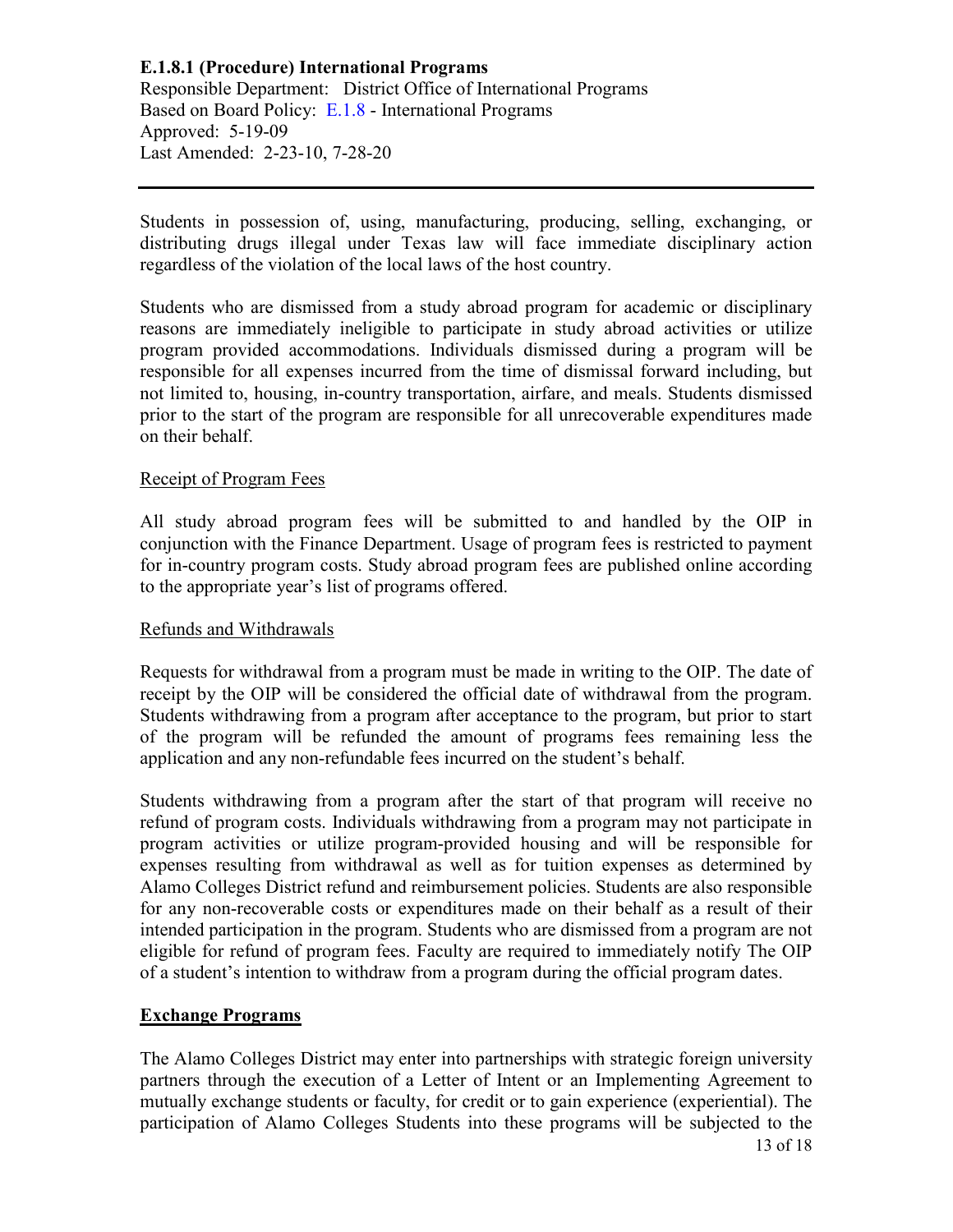**E.1.8.1 (Procedure) International Programs**
Responsible Department: District Office of International Programs
Based on Board Policy: E.1.8 - International Programs
Approved: 5-19-09
Last Amended: 2-23-10, 7-28-20

---

Students in possession of, using, manufacturing, producing, selling, exchanging, or distributing drugs illegal under Texas law will face immediate disciplinary action regardless of the violation of the local laws of the host country.

Students who are dismissed from a study abroad program for academic or disciplinary reasons are immediately ineligible to participate in study abroad activities or utilize program provided accommodations. Individuals dismissed during a program will be responsible for all expenses incurred from the time of dismissal forward including, but not limited to, housing, in-country transportation, airfare, and meals. Students dismissed prior to the start of the program are responsible for all unrecoverable expenditures made on their behalf.

Receipt of Program Fees

All study abroad program fees will be submitted to and handled by the OIP in conjunction with the Finance Department. Usage of program fees is restricted to payment for in-country program costs. Study abroad program fees are published online according to the appropriate year's list of programs offered.

Refunds and Withdrawals

Requests for withdrawal from a program must be made in writing to the OIP. The date of receipt by the OIP will be considered the official date of withdrawal from the program. Students withdrawing from a program after acceptance to the program, but prior to start of the program will be refunded the amount of programs fees remaining less the application and any non-refundable fees incurred on the student's behalf.

Students withdrawing from a program after the start of that program will receive no refund of program costs. Individuals withdrawing from a program may not participate in program activities or utilize program-provided housing and will be responsible for expenses resulting from withdrawal as well as for tuition expenses as determined by Alamo Colleges District refund and reimbursement policies. Students are also responsible for any non-recoverable costs or expenditures made on their behalf as a result of their intended participation in the program. Students who are dismissed from a program are not eligible for refund of program fees. Faculty are required to immediately notify The OIP of a student's intention to withdraw from a program during the official program dates.

**Exchange Programs**

The Alamo Colleges District may enter into partnerships with strategic foreign university partners through the execution of a Letter of Intent or an Implementing Agreement to mutually exchange students or faculty, for credit or to gain experience (experiential). The participation of Alamo Colleges Students into these programs will be subjected to the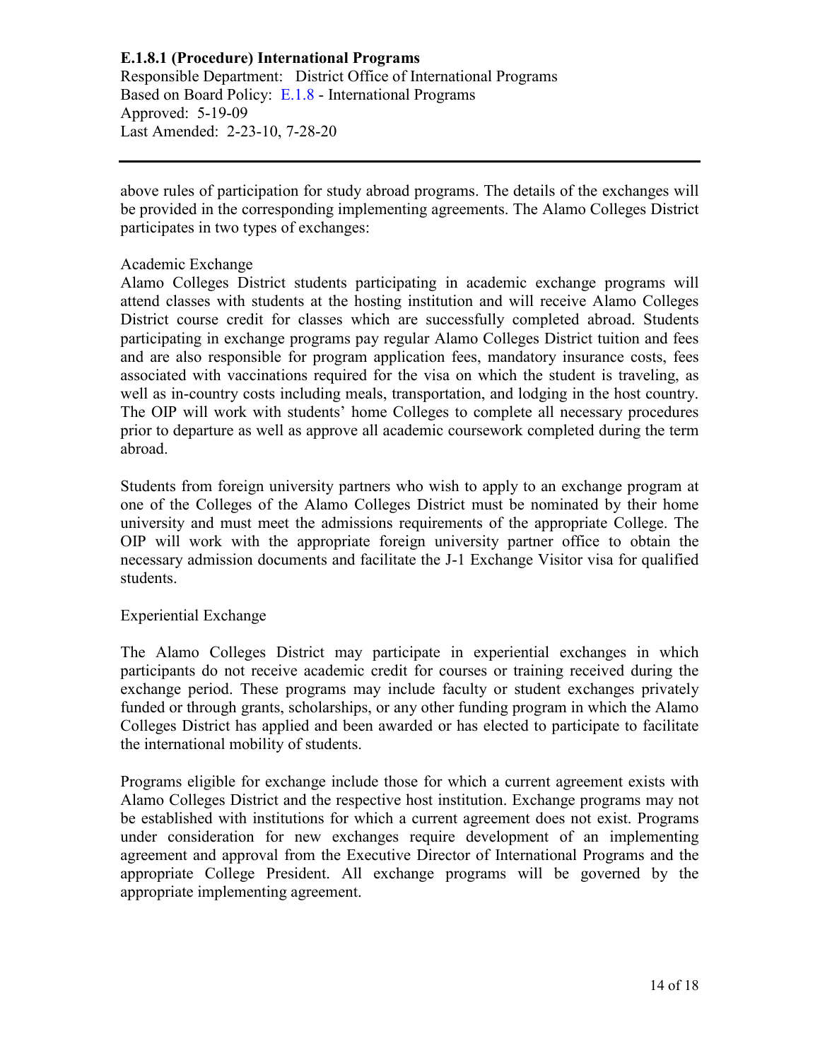above rules of participation for study abroad programs. The details of the exchanges will be provided in the corresponding implementing agreements. The Alamo Colleges District participates in two types of exchanges:

Academic Exchange

Alamo Colleges District students participating in academic exchange programs will attend classes with students at the hosting institution and will receive Alamo Colleges District course credit for classes which are successfully completed abroad. Students participating in exchange programs pay regular Alamo Colleges District tuition and fees and are also responsible for program application fees, mandatory insurance costs, fees associated with vaccinations required for the visa on which the student is traveling, as well as in-country costs including meals, transportation, and lodging in the host country. The OIP will work with students' home Colleges to complete all necessary procedures prior to departure as well as approve all academic coursework completed during the term abroad.

Students from foreign university partners who wish to apply to an exchange program at one of the Colleges of the Alamo Colleges District must be nominated by their home university and must meet the admissions requirements of the appropriate College. The OIP will work with the appropriate foreign university partner office to obtain the necessary admission documents and facilitate the J-1 Exchange Visitor visa for qualified students.

Experiential Exchange

The Alamo Colleges District may participate in experiential exchanges in which participants do not receive academic credit for courses or training received during the exchange period. These programs may include faculty or student exchanges privately funded or through grants, scholarships, or any other funding program in which the Alamo Colleges District has applied and been awarded or has elected to participate to facilitate the international mobility of students.

Programs eligible for exchange include those for which a current agreement exists with Alamo Colleges District and the respective host institution. Exchange programs may not be established with institutions for which a current agreement does not exist. Programs under consideration for new exchanges require development of an implementing agreement and approval from the Executive Director of International Programs and the appropriate College President. All exchange programs will be governed by the appropriate implementing agreement.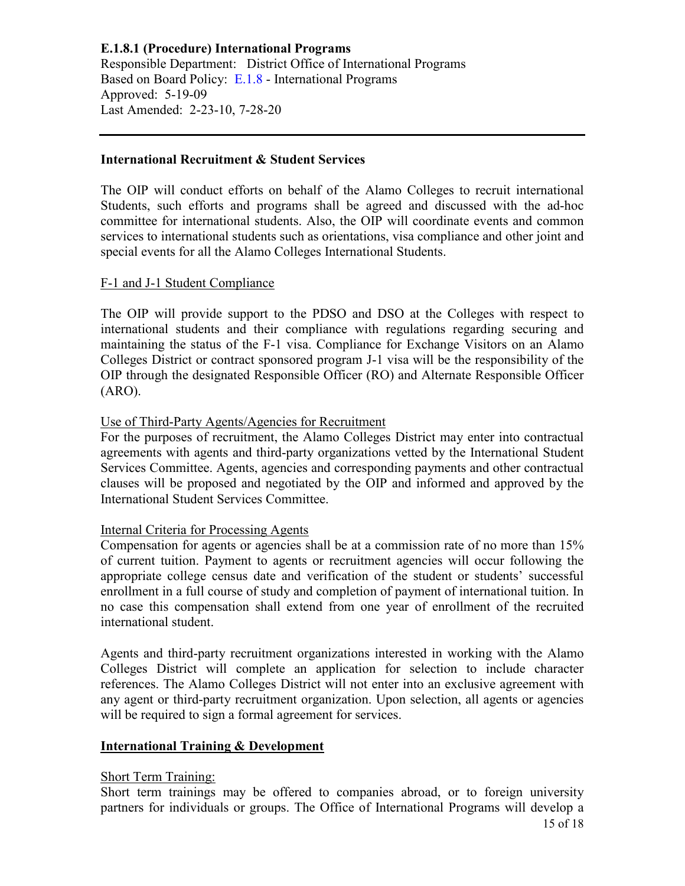**E.1.8.1 (Procedure) International Programs**
Responsible Department: District Office of International Programs
Based on Board Policy: E.1.8 - International Programs
Approved: 5-19-09
Last Amended: 2-23-10, 7-28-20

---

**International Recruitment & Student Services**

The OIP will conduct efforts on behalf of the Alamo Colleges to recruit international Students, such efforts and programs shall be agreed and discussed with the ad-hoc committee for international students. Also, the OIP will coordinate events and common services to international students such as orientations, visa compliance and other joint and special events for all the Alamo Colleges International Students.

<u>F-1 and J-1 Student Compliance</u>

The OIP will provide support to the PDSO and DSO at the Colleges with respect to international students and their compliance with regulations regarding securing and maintaining the status of the F-1 visa. Compliance for Exchange Visitors on an Alamo Colleges District or contract sponsored program J-1 visa will be the responsibility of the OIP through the designated Responsible Officer (RO) and Alternate Responsible Officer (ARO).

<u>Use of Third-Party Agents/Agencies for Recruitment</u>
For the purposes of recruitment, the Alamo Colleges District may enter into contractual agreements with agents and third-party organizations vetted by the International Student Services Committee. Agents, agencies and corresponding payments and other contractual clauses will be proposed and negotiated by the OIP and informed and approved by the International Student Services Committee.

<u>Internal Criteria for Processing Agents</u>
Compensation for agents or agencies shall be at a commission rate of no more than 15% of current tuition. Payment to agents or recruitment agencies will occur following the appropriate college census date and verification of the student or students' successful enrollment in a full course of study and completion of payment of international tuition. In no case this compensation shall extend from one year of enrollment of the recruited international student.

Agents and third-party recruitment organizations interested in working with the Alamo Colleges District will complete an application for selection to include character references. The Alamo Colleges District will not enter into an exclusive agreement with any agent or third-party recruitment organization. Upon selection, all agents or agencies will be required to sign a formal agreement for services.

**<u>International Training & Development</u>**

<u>Short Term Training:</u>
Short term trainings may be offered to companies abroad, or to foreign university partners for individuals or groups. The Office of International Programs will develop a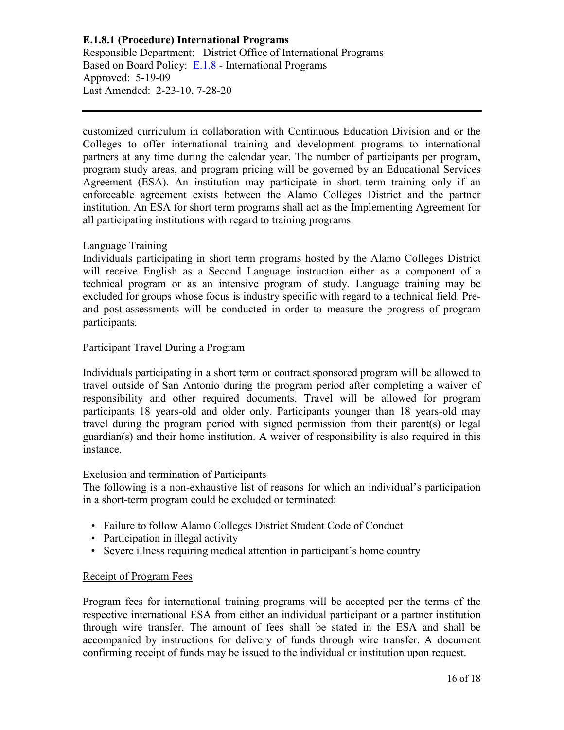customized curriculum in collaboration with Continuous Education Division and or the Colleges to offer international training and development programs to international partners at any time during the calendar year. The number of participants per program, program study areas, and program pricing will be governed by an Educational Services Agreement (ESA). An institution may participate in short term training only if an enforceable agreement exists between the Alamo Colleges District and the partner institution. An ESA for short term programs shall act as the Implementing Agreement for all participating institutions with regard to training programs.

Language Training

Individuals participating in short term programs hosted by the Alamo Colleges District will receive English as a Second Language instruction either as a component of a technical program or as an intensive program of study. Language training may be excluded for groups whose focus is industry specific with regard to a technical field. Pre- and post-assessments will be conducted in order to measure the progress of program participants.

Participant Travel During a Program

Individuals participating in a short term or contract sponsored program will be allowed to travel outside of San Antonio during the program period after completing a waiver of responsibility and other required documents. Travel will be allowed for program participants 18 years-old and older only. Participants younger than 18 years-old may travel during the program period with signed permission from their parent(s) or legal guardian(s) and their home institution. A waiver of responsibility is also required in this instance.

Exclusion and termination of Participants

The following is a non-exhaustive list of reasons for which an individual's participation in a short-term program could be excluded or terminated:

- Failure to follow Alamo Colleges District Student Code of Conduct
- Participation in illegal activity
- Severe illness requiring medical attention in participant's home country

Receipt of Program Fees

Program fees for international training programs will be accepted per the terms of the respective international ESA from either an individual participant or a partner institution through wire transfer. The amount of fees shall be stated in the ESA and shall be accompanied by instructions for delivery of funds through wire transfer. A document confirming receipt of funds may be issued to the individual or institution upon request.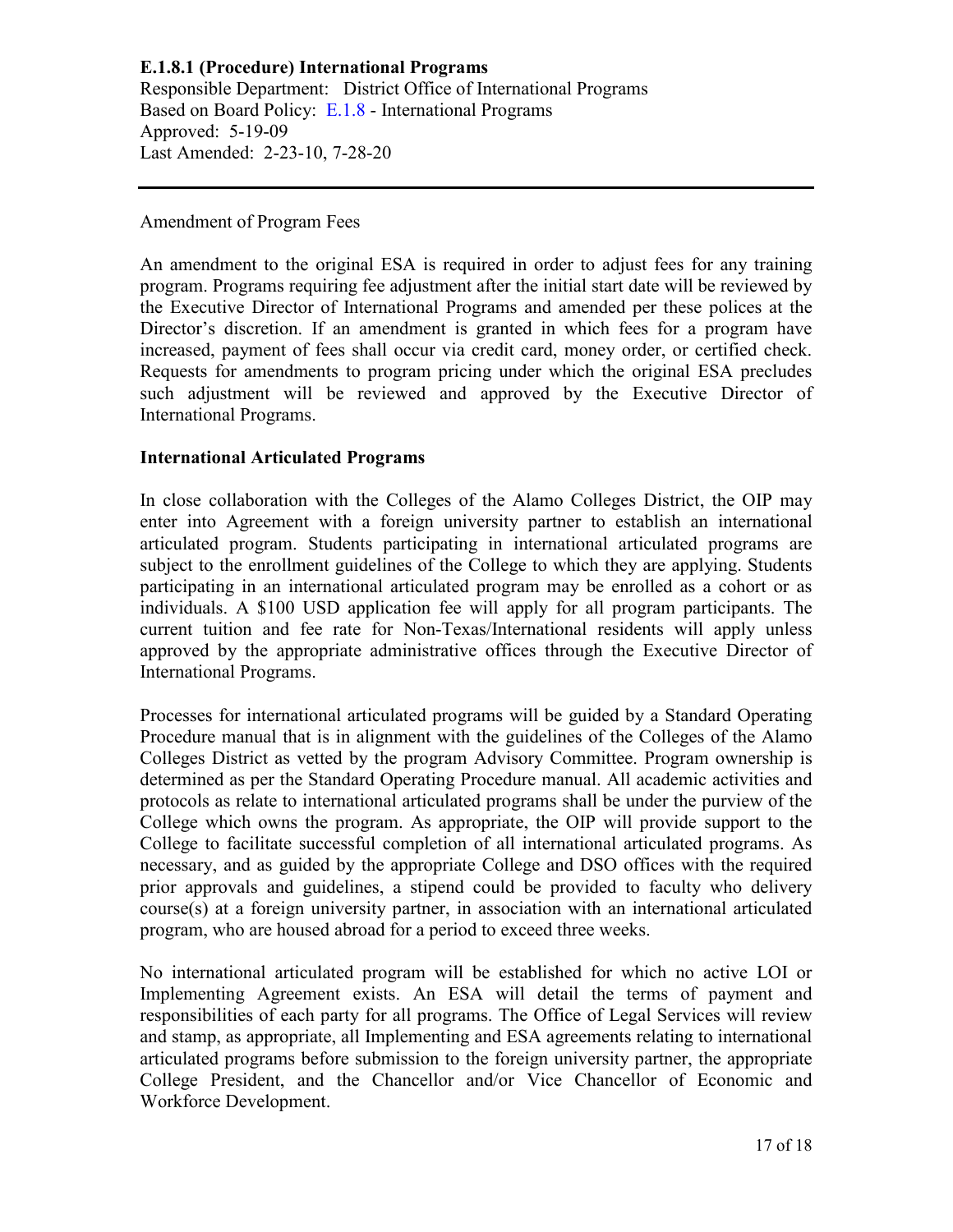Amendment of Program Fees

An amendment to the original ESA is required in order to adjust fees for any training program. Programs requiring fee adjustment after the initial start date will be reviewed by the Executive Director of International Programs and amended per these polices at the Director's discretion. If an amendment is granted in which fees for a program have increased, payment of fees shall occur via credit card, money order, or certified check. Requests for amendments to program pricing under which the original ESA precludes such adjustment will be reviewed and approved by the Executive Director of International Programs.

**International Articulated Programs**

In close collaboration with the Colleges of the Alamo Colleges District, the OIP may enter into Agreement with a foreign university partner to establish an international articulated program. Students participating in international articulated programs are subject to the enrollment guidelines of the College to which they are applying. Students participating in an international articulated program may be enrolled as a cohort or as individuals. A $100 USD application fee will apply for all program participants. The current tuition and fee rate for Non-Texas/International residents will apply unless approved by the appropriate administrative offices through the Executive Director of International Programs.

Processes for international articulated programs will be guided by a Standard Operating Procedure manual that is in alignment with the guidelines of the Colleges of the Alamo Colleges District as vetted by the program Advisory Committee. Program ownership is determined as per the Standard Operating Procedure manual. All academic activities and protocols as relate to international articulated programs shall be under the purview of the College which owns the program. As appropriate, the OIP will provide support to the College to facilitate successful completion of all international articulated programs. As necessary, and as guided by the appropriate College and DSO offices with the required prior approvals and guidelines, a stipend could be provided to faculty who delivery course(s) at a foreign university partner, in association with an international articulated program, who are housed abroad for a period to exceed three weeks.

No international articulated program will be established for which no active LOI or Implementing Agreement exists. An ESA will detail the terms of payment and responsibilities of each party for all programs. The Office of Legal Services will review and stamp, as appropriate, all Implementing and ESA agreements relating to international articulated programs before submission to the foreign university partner, the appropriate College President, and the Chancellor and/or Vice Chancellor of Economic and Workforce Development.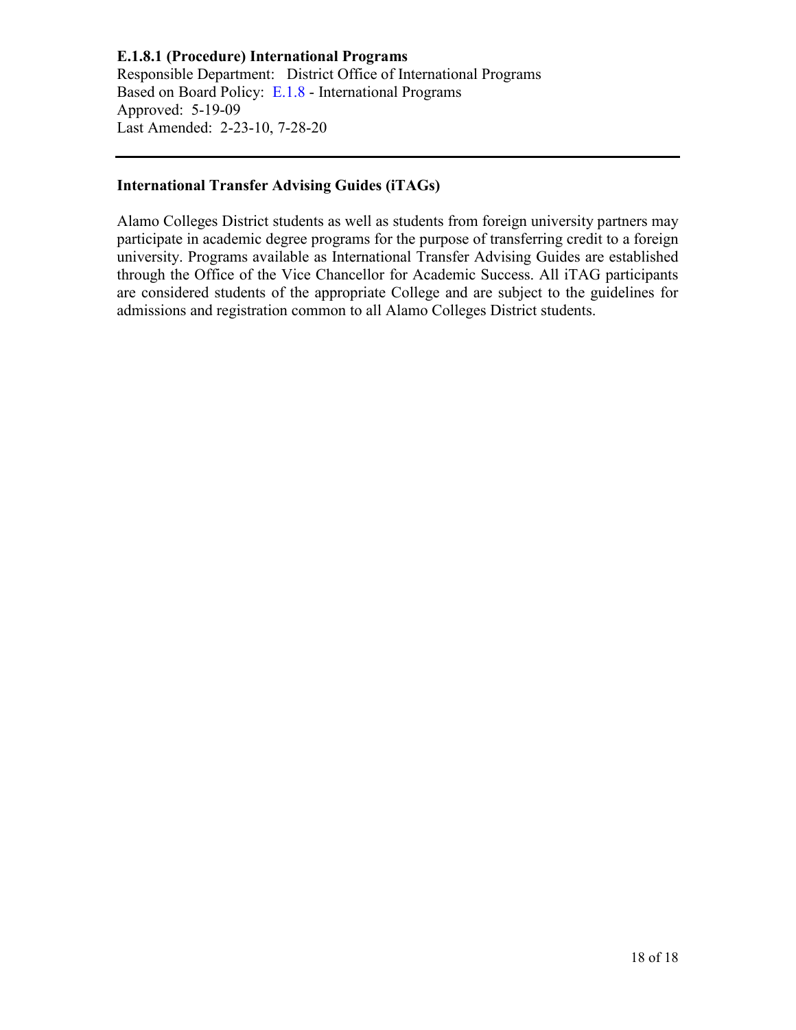**E.1.8.1 (Procedure) International Programs**
Responsible Department: District Office of International Programs
Based on Board Policy: E.1.8 - International Programs
Approved: 5-19-09
Last Amended: 2-23-10, 7-28-20

---

**International Transfer Advising Guides (iTAGs)**

Alamo Colleges District students as well as students from foreign university partners may participate in academic degree programs for the purpose of transferring credit to a foreign university. Programs available as International Transfer Advising Guides are established through the Office of the Vice Chancellor for Academic Success. All iTAG participants are considered students of the appropriate College and are subject to the guidelines for admissions and registration common to all Alamo Colleges District students.